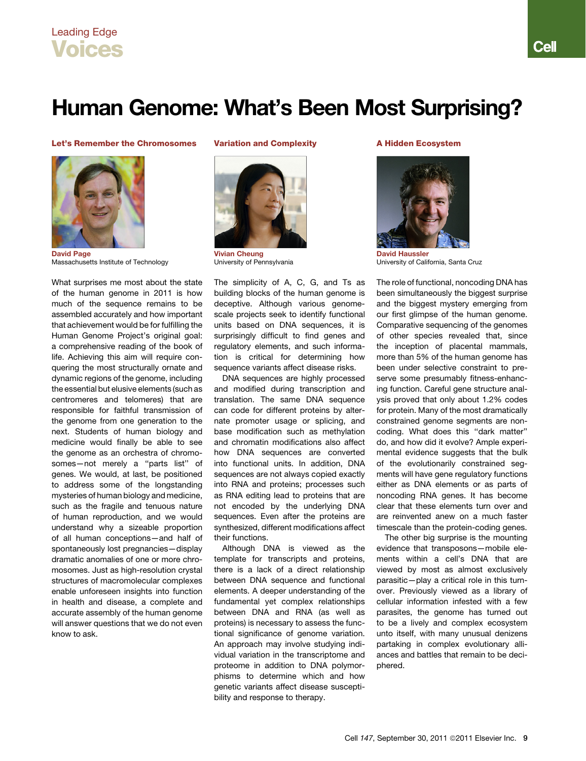Leading Edge

Voices

# Human Genome: What's Been Most Surprising?

## Let's Remember the Chromosomes

**David Page**
Massachusetts Institute of Technology

What surprises me most about the state of the human genome in 2011 is how much of the sequence remains to be assembled accurately and how important that achievement would be for fulfilling the Human Genome Project's original goal: a comprehensive reading of the book of life. Achieving this aim will require conquering the most structurally ornate and dynamic regions of the genome, including the essential but elusive elements (such as centromeres and telomeres) that are responsible for faithful transmission of the genome from one generation to the next. Students of human biology and medicine would finally be able to see the genome as an orchestra of chromosomes—not merely a "parts list" of genes. We would, at last, be positioned to address some of the longstanding mysteries of human biology and medicine, such as the fragile and tenuous nature of human reproduction, and we would understand why a sizeable proportion of all human conceptions—and half of spontaneously lost pregnancies—display dramatic anomalies of one or more chromosomes. Just as high-resolution crystal structures of macromolecular complexes enable unforeseen insights into function in health and disease, a complete and accurate assembly of the human genome will answer questions that we do not even know to ask.

## Variation and Complexity

**Vivian Cheung**
University of Pennsylvania

The simplicity of A, C, G, and Ts as building blocks of the human genome is deceptive. Although various genome-scale projects seek to identify functional units based on DNA sequences, it is surprisingly difficult to find genes and regulatory elements, and such information is critical for determining how sequence variants affect disease risks.

DNA sequences are highly processed and modified during transcription and translation. The same DNA sequence can code for different proteins by alternate promoter usage or splicing, and base modification such as methylation and chromatin modifications also affect how DNA sequences are converted into functional units. In addition, DNA sequences are not always copied exactly into RNA and proteins; processes such as RNA editing lead to proteins that are not encoded by the underlying DNA sequences. Even after the proteins are synthesized, different modifications affect their functions.

Although DNA is viewed as the template for transcripts and proteins, there is a lack of a direct relationship between DNA sequence and functional elements. A deeper understanding of the fundamental yet complex relationships between DNA and RNA (as well as proteins) is necessary to assess the functional significance of genome variation. An approach may involve studying individual variation in the transcriptome and proteome in addition to DNA polymorphisms to determine which and how genetic variants affect disease susceptibility and response to therapy.

## A Hidden Ecosystem

**David Haussler**
University of California, Santa Cruz

The role of functional, noncoding DNA has been simultaneously the biggest surprise and the biggest mystery emerging from our first glimpse of the human genome. Comparative sequencing of the genomes of other species revealed that, since the inception of placental mammals, more than 5% of the human genome has been under selective constraint to preserve some presumably fitness-enhancing function. Careful gene structure analysis proved that only about 1.2% codes for protein. Many of the most dramatically constrained genome segments are noncoding. What does this "dark matter" do, and how did it evolve? Ample experimental evidence suggests that the bulk of the evolutionarily constrained segments will have gene regulatory functions either as DNA elements or as parts of noncoding RNA genes. It has become clear that these elements turn over and are reinvented anew on a much faster timescale than the protein-coding genes.

The other big surprise is the mounting evidence that transposons—mobile elements within a cell's DNA that are viewed by most as almost exclusively parasitic—play a critical role in this turnover. Previously viewed as a library of cellular information infested with a few parasites, the genome has turned out to be a lively and complex ecosystem unto itself, with many unusual denizens partaking in complex evolutionary alliances and battles that remain to be deciphered.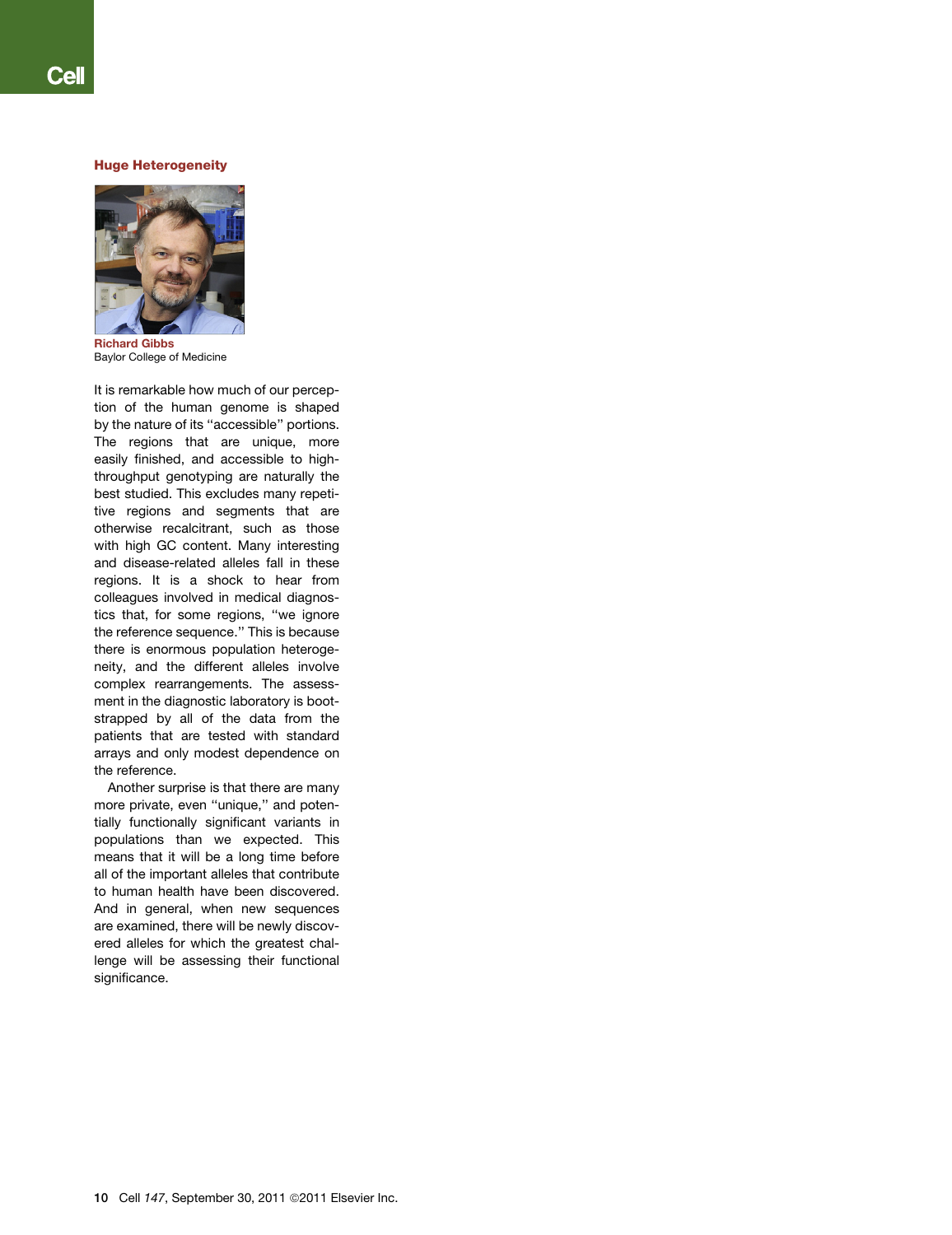### Huge Heterogeneity

**Richard Gibbs**
Baylor College of Medicine

It is remarkable how much of our perception of the human genome is shaped by the nature of its "accessible" portions. The regions that are unique, more easily finished, and accessible to high-throughput genotyping are naturally the best studied. This excludes many repetitive regions and segments that are otherwise recalcitrant, such as those with high GC content. Many interesting and disease-related alleles fall in these regions. It is a shock to hear from colleagues involved in medical diagnostics that, for some regions, "we ignore the reference sequence." This is because there is enormous population heterogeneity, and the different alleles involve complex rearrangements. The assessment in the diagnostic laboratory is bootstrapped by all of the data from the patients that are tested with standard arrays and only modest dependence on the reference.

Another surprise is that there are many more private, even "unique," and potentially functionally significant variants in populations than we expected. This means that it will be a long time before all of the important alleles that contribute to human health have been discovered. And in general, when new sequences are examined, there will be newly discovered alleles for which the greatest challenge will be assessing their functional significance.